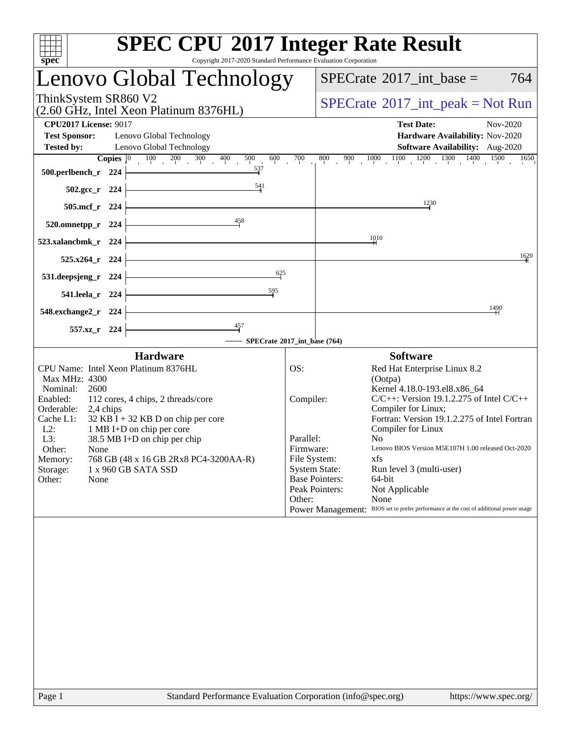# SPEC CPU 2017 Integer Rate Result

Copyright 2017-2020 Standard Performance Evaluation Corporation

## Lenovo Global Technology

ThinkSystem SR860 V2
(2.60 GHz, Intel Xeon Platinum 8376HL)

SPECrate 2017_int_base = 764

SPECrate 2017_int_peak = Not Run

**CPU2017 License:** 9017
**Test Sponsor:** Lenovo Global Technology
**Tested by:** Lenovo Global Technology

**Test Date:** Nov-2020
**Hardware Availability:** Nov-2020
**Software Availability:** Aug-2020

| Benchmark | Copies | SPECrate 2017_int_base |
|---|---|---|
| 500.perlbench_r | 224 | 537 |
| 502.gcc_r | 224 | 541 |
| 505.mcf_r | 224 | 1230 |
| 520.omnetpp_r | 224 | 458 |
| 523.xalancbmk_r | 224 | 1010 |
| 525.x264_r | 224 | 1620 |
| 531.deepsjeng_r | 224 | 625 |
| 541.leela_r | 224 | 595 |
| 548.exchange2_r | 224 | 1490 |
| 557.xz_r | 224 | 457 |

SPECrate 2017_int_base (764)

### Hardware

| | |
|---|---|
| CPU Name: | Intel Xeon Platinum 8376HL |
| Max MHz: | 4300 |
| Nominal: | 2600 |
| Enabled: | 112 cores, 4 chips, 2 threads/core |
| Orderable: | 2,4 chips |
| Cache L1: | 32 KB I + 32 KB D on chip per core |
| L2: | 1 MB I+D on chip per core |
| L3: | 38.5 MB I+D on chip per chip |
| Other: | None |
| Memory: | 768 GB (48 x 16 GB 2Rx8 PC4-3200AA-R) |
| Storage: | 1 x 960 GB SATA SSD |
| Other: | None |

### Software

| | |
|---|---|
| OS: | Red Hat Enterprise Linux 8.2 (Ootpa) Kernel 4.18.0-193.el8.x86_64 |
| Compiler: | C/C++: Version 19.1.2.275 of Intel C/C++ Compiler for Linux; Fortran: Version 19.1.2.275 of Intel Fortran Compiler for Linux |
| Parallel: | No |
| Firmware: | Lenovo BIOS Version M5E107H 1.00 released Oct-2020 |
| File System: | xfs |
| System State: | Run level 3 (multi-user) |
| Base Pointers: | 64-bit |
| Peak Pointers: | Not Applicable |
| Other: | None |
| Power Management: | BIOS set to prefer performance at the cost of additional power usage |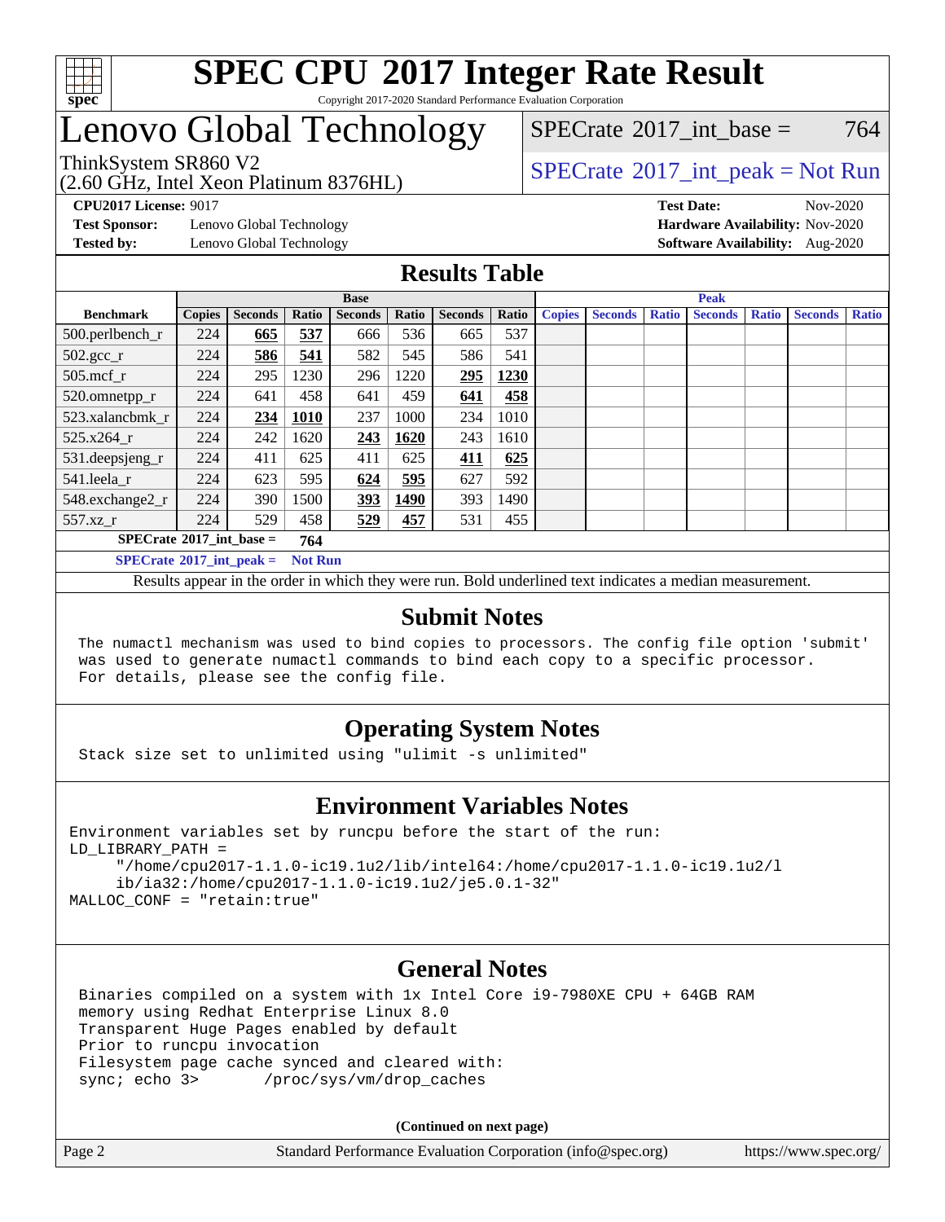# SPEC CPU 2017 Integer Rate Result

Copyright 2017-2020 Standard Performance Evaluation Corporation

## Lenovo Global Technology

ThinkSystem SR860 V2
(2.60 GHz, Intel Xeon Platinum 8376HL)

SPECrate 2017_int_base = 764

SPECrate 2017_int_peak = Not Run

**CPU2017 License:** 9017
**Test Sponsor:** Lenovo Global Technology
**Tested by:** Lenovo Global Technology

**Test Date:** Nov-2020
**Hardware Availability:** Nov-2020
**Software Availability:** Aug-2020

## Results Table

| Benchmark | Base | | | | | | | Peak | | | | | | |
|---|---|---|---|---|---|---|---|---|---|---|---|---|---|---|
| | Copies | Seconds | Ratio | Seconds | Ratio | Seconds | Ratio | Copies | Seconds | Ratio | Seconds | Ratio | Seconds | Ratio |
| 500.perlbench_r | 224 | **665** | **537** | 666 | 536 | 665 | 537 | | | | | | | |
| 502.gcc_r | 224 | **586** | **541** | 582 | 545 | 586 | 541 | | | | | | | |
| 505.mcf_r | 224 | 295 | 1230 | 296 | 1220 | **295** | **1230** | | | | | | | |
| 520.omnetpp_r | 224 | 641 | 458 | 641 | 459 | **641** | **458** | | | | | | | |
| 523.xalancbmk_r | 224 | **234** | **1010** | 237 | 1000 | 234 | 1010 | | | | | | | |
| 525.x264_r | 224 | 242 | 1620 | **243** | **1620** | 243 | 1610 | | | | | | | |
| 531.deepsjeng_r | 224 | 411 | 625 | 411 | 625 | **411** | **625** | | | | | | | |
| 541.leela_r | 224 | 623 | 595 | **624** | **595** | 627 | 592 | | | | | | | |
| 548.exchange2_r | 224 | 390 | 1500 | **393** | **1490** | 393 | 1490 | | | | | | | |
| 557.xz_r | 224 | 529 | 458 | **529** | **457** | 531 | 455 | | | | | | | |

**SPECrate 2017_int_base = 764**

**SPECrate 2017_int_peak = Not Run**

Results appear in the order in which they were run. Bold underlined text indicates a median measurement.

## Submit Notes

```
The numactl mechanism was used to bind copies to processors. The config file option 'submit'
was used to generate numactl commands to bind each copy to a specific processor.
For details, please see the config file.
```

## Operating System Notes

```
Stack size set to unlimited using "ulimit -s unlimited"
```

## Environment Variables Notes

```
Environment variables set by runcpu before the start of the run:
LD_LIBRARY_PATH =
     "/home/cpu2017-1.1.0-ic19.1u2/lib/intel64:/home/cpu2017-1.1.0-ic19.1u2/l
     ib/ia32:/home/cpu2017-1.1.0-ic19.1u2/je5.0.1-32"
MALLOC_CONF = "retain:true"
```

## General Notes

```
Binaries compiled on a system with 1x Intel Core i9-7980XE CPU + 64GB RAM
memory using Redhat Enterprise Linux 8.0
Transparent Huge Pages enabled by default
Prior to runcpu invocation
Filesystem page cache synced and cleared with:
sync; echo 3>       /proc/sys/vm/drop_caches
```

**(Continued on next page)**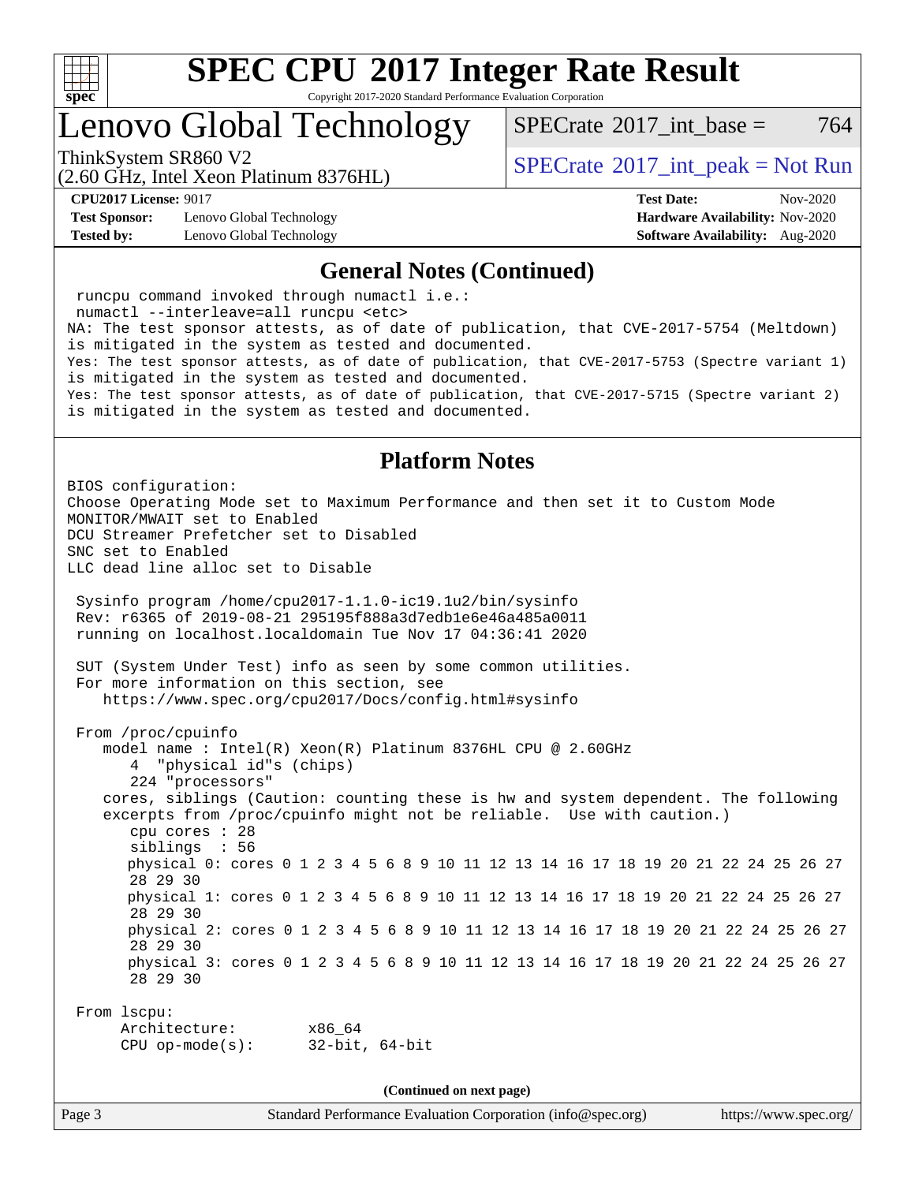# SPEC CPU 2017 Integer Rate Result

Copyright 2017-2020 Standard Performance Evaluation Corporation

## Lenovo Global Technology

ThinkSystem SR860 V2
(2.60 GHz, Intel Xeon Platinum 8376HL)

SPECrate 2017_int_base = 764

SPECrate 2017_int_peak = Not Run

**CPU2017 License:** 9017
**Test Sponsor:** Lenovo Global Technology
**Tested by:** Lenovo Global Technology

**Test Date:** Nov-2020
**Hardware Availability:** Nov-2020
**Software Availability:** Aug-2020

### General Notes (Continued)

```
 runcpu command invoked through numactl i.e.:
 numactl --interleave=all runcpu <etc>
NA: The test sponsor attests, as of date of publication, that CVE-2017-5754 (Meltdown)
is mitigated in the system as tested and documented.
Yes: The test sponsor attests, as of date of publication, that CVE-2017-5753 (Spectre variant 1)
is mitigated in the system as tested and documented.
Yes: The test sponsor attests, as of date of publication, that CVE-2017-5715 (Spectre variant 2)
is mitigated in the system as tested and documented.
```

### Platform Notes

```
BIOS configuration:
Choose Operating Mode set to Maximum Performance and then set it to Custom Mode
MONITOR/MWAIT set to Enabled
DCU Streamer Prefetcher set to Disabled
SNC set to Enabled
LLC dead line alloc set to Disable

 Sysinfo program /home/cpu2017-1.1.0-ic19.1u2/bin/sysinfo
 Rev: r6365 of 2019-08-21 295195f888a3d7edb1e6e46a485a0011
 running on localhost.localdomain Tue Nov 17 04:36:41 2020

 SUT (System Under Test) info as seen by some common utilities.
 For more information on this section, see
    https://www.spec.org/cpu2017/Docs/config.html#sysinfo

 From /proc/cpuinfo
    model name : Intel(R) Xeon(R) Platinum 8376HL CPU @ 2.60GHz
       4  "physical id"s (chips)
       224 "processors"
    cores, siblings (Caution: counting these is hw and system dependent. The following
    excerpts from /proc/cpuinfo might not be reliable.  Use with caution.)
       cpu cores : 28
       siblings  : 56
       physical 0: cores 0 1 2 3 4 5 6 8 9 10 11 12 13 14 16 17 18 19 20 21 22 24 25 26 27
       28 29 30
       physical 1: cores 0 1 2 3 4 5 6 8 9 10 11 12 13 14 16 17 18 19 20 21 22 24 25 26 27
       28 29 30
       physical 2: cores 0 1 2 3 4 5 6 8 9 10 11 12 13 14 16 17 18 19 20 21 22 24 25 26 27
       28 29 30
       physical 3: cores 0 1 2 3 4 5 6 8 9 10 11 12 13 14 16 17 18 19 20 21 22 24 25 26 27
       28 29 30

 From lscpu:
      Architecture:        x86_64
      CPU op-mode(s):      32-bit, 64-bit
```

(Continued on next page)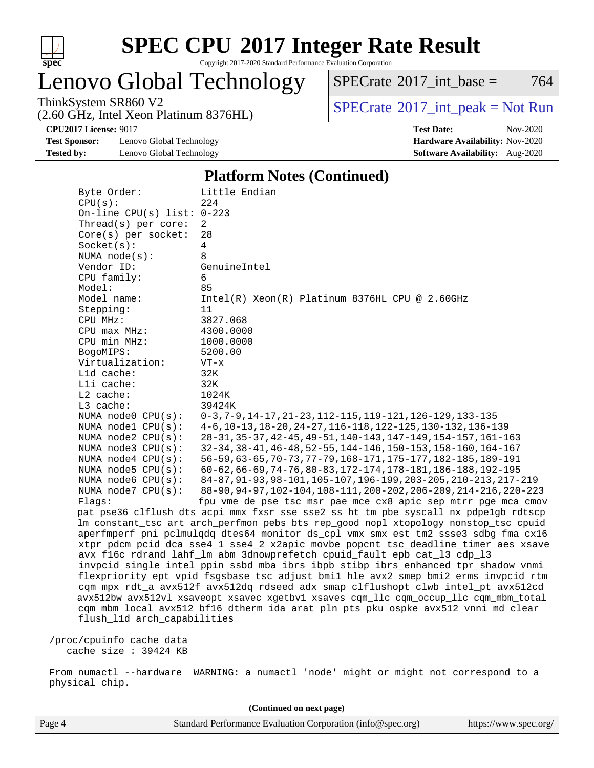# SPEC CPU 2017 Integer Rate Result

Copyright 2017-2020 Standard Performance Evaluation Corporation

## Lenovo Global Technology

ThinkSystem SR860 V2
(2.60 GHz, Intel Xeon Platinum 8376HL)

SPECrate 2017_int_base = 764

SPECrate 2017_int_peak = Not Run

**CPU2017 License:** 9017
**Test Sponsor:** Lenovo Global Technology
**Tested by:** Lenovo Global Technology

**Test Date:** Nov-2020
**Hardware Availability:** Nov-2020
**Software Availability:** Aug-2020

### Platform Notes (Continued)

```
    Byte Order:          Little Endian
    CPU(s):              224
    On-line CPU(s) list: 0-223
    Thread(s) per core:  2
    Core(s) per socket:  28
    Socket(s):           4
    NUMA node(s):        8
    Vendor ID:           GenuineIntel
    CPU family:          6
    Model:               85
    Model name:          Intel(R) Xeon(R) Platinum 8376HL CPU @ 2.60GHz
    Stepping:            11
    CPU MHz:             3827.068
    CPU max MHz:         4300.0000
    CPU min MHz:         1000.0000
    BogoMIPS:            5200.00
    Virtualization:      VT-x
    L1d cache:           32K
    L1i cache:           32K
    L2 cache:            1024K
    L3 cache:            39424K
    NUMA node0 CPU(s):   0-3,7-9,14-17,21-23,112-115,119-121,126-129,133-135
    NUMA node1 CPU(s):   4-6,10-13,18-20,24-27,116-118,122-125,130-132,136-139
    NUMA node2 CPU(s):   28-31,35-37,42-45,49-51,140-143,147-149,154-157,161-163
    NUMA node3 CPU(s):   32-34,38-41,46-48,52-55,144-146,150-153,158-160,164-167
    NUMA node4 CPU(s):   56-59,63-65,70-73,77-79,168-171,175-177,182-185,189-191
    NUMA node5 CPU(s):   60-62,66-69,74-76,80-83,172-174,178-181,186-188,192-195
    NUMA node6 CPU(s):   84-87,91-93,98-101,105-107,196-199,203-205,210-213,217-219
    NUMA node7 CPU(s):   88-90,94-97,102-104,108-111,200-202,206-209,214-216,220-223
    Flags:               fpu vme de pse tsc msr pae mce cx8 apic sep mtrr pge mca cmov
    pat pse36 clflush dts acpi mmx fxsr sse sse2 ss ht tm pbe syscall nx pdpe1gb rdtscp
    lm constant_tsc art arch_perfmon pebs bts rep_good nopl xtopology nonstop_tsc cpuid
    aperfmperf pni pclmulqdq dtes64 monitor ds_cpl vmx smx est tm2 ssse3 sdbg fma cx16
    xtpr pdcm pcid dca sse4_1 sse4_2 x2apic movbe popcnt tsc_deadline_timer aes xsave
    avx f16c rdrand lahf_lm abm 3dnowprefetch cpuid_fault epb cat_l3 cdp_l3
    invpcid_single intel_ppin ssbd mba ibrs ibpb stibp ibrs_enhanced tpr_shadow vnmi
    flexpriority ept vpid fsgsbase tsc_adjust bmi1 hle avx2 smep bmi2 erms invpcid rtm
    cqm mpx rdt_a avx512f avx512dq rdseed adx smap clflushopt clwb intel_pt avx512cd
    avx512bw avx512vl xsaveopt xsavec xgetbv1 xsaves cqm_llc cqm_occup_llc cqm_mbm_total
    cqm_mbm_local avx512_bf16 dtherm ida arat pln pts pku ospke avx512_vnni md_clear
    flush_l1d arch_capabilities

 /proc/cpuinfo cache data
    cache size : 39424 KB

 From numactl --hardware  WARNING: a numactl 'node' might or might not correspond to a
 physical chip.
```

(Continued on next page)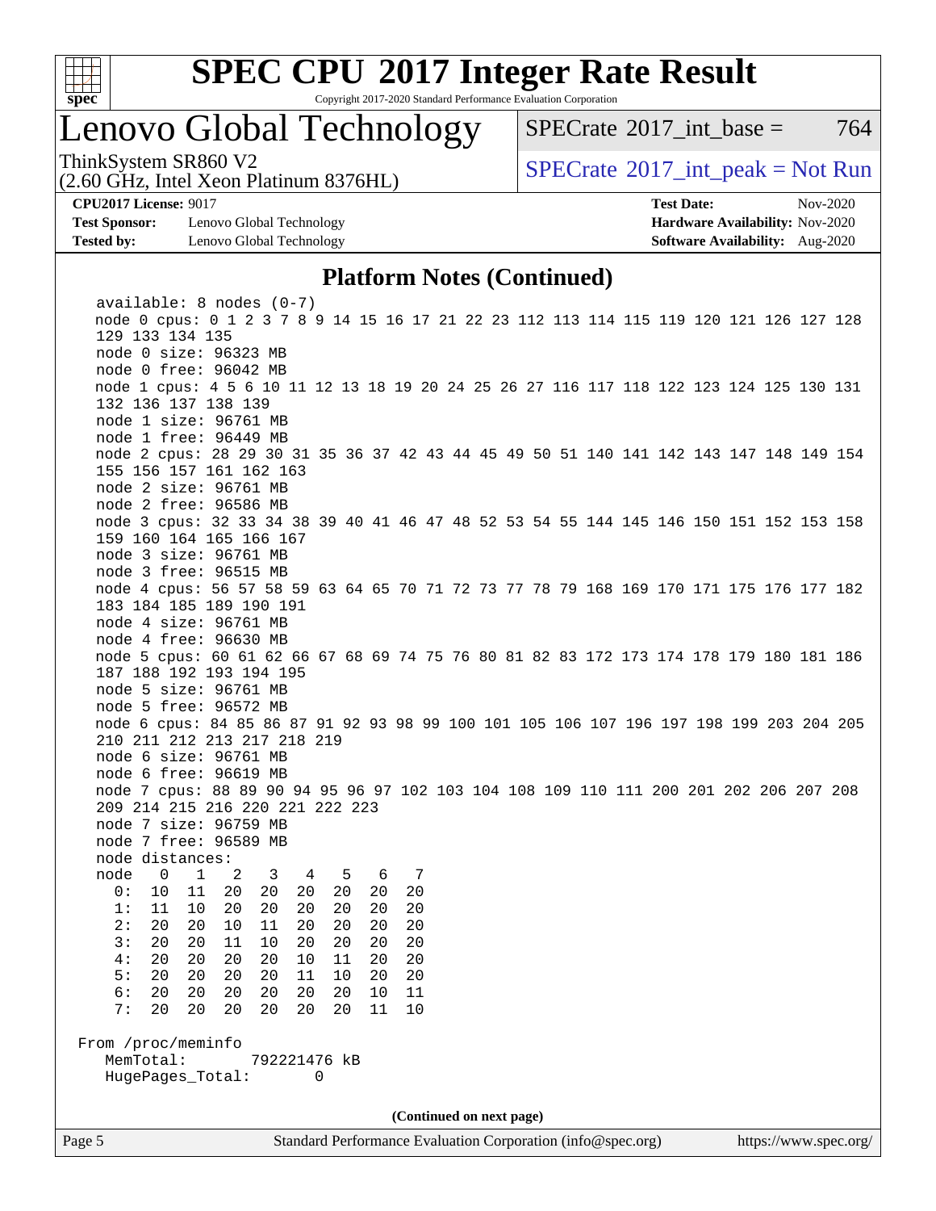## Platform Notes (Continued)

```
  available: 8 nodes (0-7)
  node 0 cpus: 0 1 2 3 7 8 9 14 15 16 17 21 22 23 112 113 114 115 119 120 121 126 127 128
  129 133 134 135
  node 0 size: 96323 MB
  node 0 free: 96042 MB
  node 1 cpus: 4 5 6 10 11 12 13 18 19 20 24 25 26 27 116 117 118 122 123 124 125 130 131
  132 136 137 138 139
  node 1 size: 96761 MB
  node 1 free: 96449 MB
  node 2 cpus: 28 29 30 31 35 36 37 42 43 44 45 49 50 51 140 141 142 143 147 148 149 154
  155 156 157 161 162 163
  node 2 size: 96761 MB
  node 2 free: 96586 MB
  node 3 cpus: 32 33 34 38 39 40 41 46 47 48 52 53 54 55 144 145 146 150 151 152 153 158
  159 160 164 165 166 167
  node 3 size: 96761 MB
  node 3 free: 96515 MB
  node 4 cpus: 56 57 58 59 63 64 65 70 71 72 73 77 78 79 168 169 170 171 175 176 177 182
  183 184 185 189 190 191
  node 4 size: 96761 MB
  node 4 free: 96630 MB
  node 5 cpus: 60 61 62 66 67 68 69 74 75 76 80 81 82 83 172 173 174 178 179 180 181 186
  187 188 192 193 194 195
  node 5 size: 96761 MB
  node 5 free: 96572 MB
  node 6 cpus: 84 85 86 87 91 92 93 98 99 100 101 105 106 107 196 197 198 199 203 204 205
  210 211 212 213 217 218 219
  node 6 size: 96761 MB
  node 6 free: 96619 MB
  node 7 cpus: 88 89 90 94 95 96 97 102 103 104 108 109 110 111 200 201 202 206 207 208
  209 214 215 216 220 221 222 223
  node 7 size: 96759 MB
  node 7 free: 96589 MB
  node distances:
  node   0   1   2   3   4   5   6   7
    0:  10  11  20  20  20  20  20  20
    1:  11  10  20  20  20  20  20  20
    2:  20  20  10  11  20  20  20  20
    3:  20  20  11  10  20  20  20  20
    4:  20  20  20  20  10  11  20  20
    5:  20  20  20  20  11  10  20  20
    6:  20  20  20  20  20  20  10  11
    7:  20  20  20  20  20  20  11  10

From /proc/meminfo
   MemTotal:       792221476 kB
   HugePages_Total:       0
```

(Continued on next page)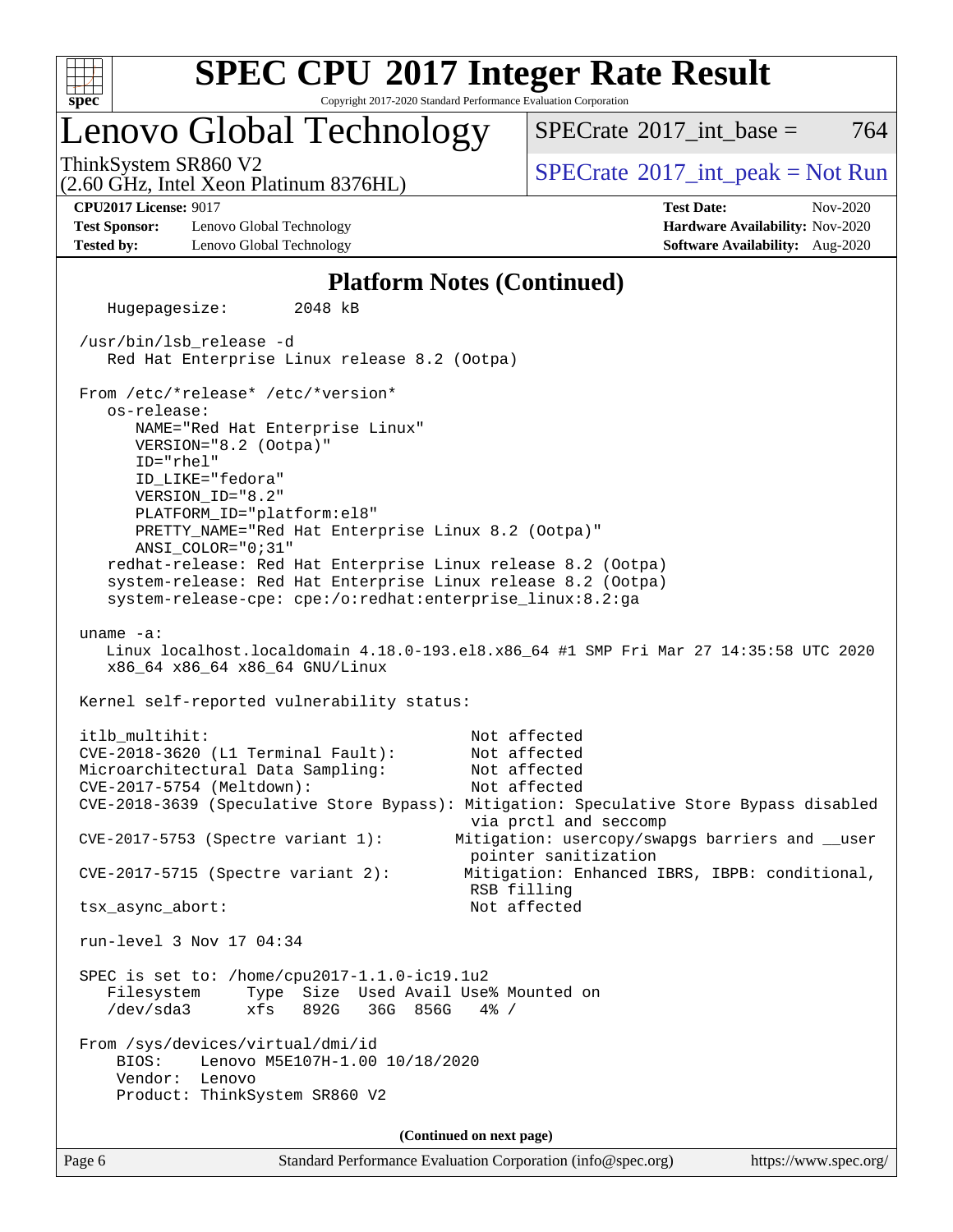# SPEC CPU 2017 Integer Rate Result

Copyright 2017-2020 Standard Performance Evaluation Corporation

## Lenovo Global Technology

ThinkSystem SR860 V2
(2.60 GHz, Intel Xeon Platinum 8376HL)

SPECrate 2017_int_base = 764

SPECrate 2017_int_peak = Not Run

**CPU2017 License:** 9017
**Test Sponsor:** Lenovo Global Technology
**Tested by:** Lenovo Global Technology

**Test Date:** Nov-2020
**Hardware Availability:** Nov-2020
**Software Availability:** Aug-2020

### Platform Notes (Continued)

```
    Hugepagesize:        2048 kB

 /usr/bin/lsb_release -d
    Red Hat Enterprise Linux release 8.2 (Ootpa)

 From /etc/*release* /etc/*version*
    os-release:
       NAME="Red Hat Enterprise Linux"
       VERSION="8.2 (Ootpa)"
       ID="rhel"
       ID_LIKE="fedora"
       VERSION_ID="8.2"
       PLATFORM_ID="platform:el8"
       PRETTY_NAME="Red Hat Enterprise Linux 8.2 (Ootpa)"
       ANSI_COLOR="0;31"
    redhat-release: Red Hat Enterprise Linux release 8.2 (Ootpa)
    system-release: Red Hat Enterprise Linux release 8.2 (Ootpa)
    system-release-cpe: cpe:/o:redhat:enterprise_linux:8.2:ga

 uname -a:
    Linux localhost.localdomain 4.18.0-193.el8.x86_64 #1 SMP Fri Mar 27 14:35:58 UTC 2020
    x86_64 x86_64 x86_64 GNU/Linux

 Kernel self-reported vulnerability status:

 itlb_multihit:                                  Not affected
 CVE-2018-3620 (L1 Terminal Fault):              Not affected
 Microarchitectural Data Sampling:               Not affected
 CVE-2017-5754 (Meltdown):                       Not affected
 CVE-2018-3639 (Speculative Store Bypass): Mitigation: Speculative Store Bypass disabled
                                                 via prctl and seccomp
 CVE-2017-5753 (Spectre variant 1):            Mitigation: usercopy/swapgs barriers and __user
                                                 pointer sanitization
 CVE-2017-5715 (Spectre variant 2):             Mitigation: Enhanced IBRS, IBPB: conditional,
                                                 RSB filling
 tsx_async_abort:                                Not affected

 run-level 3 Nov 17 04:34

 SPEC is set to: /home/cpu2017-1.1.0-ic19.1u2
    Filesystem     Type  Size  Used Avail Use% Mounted on
    /dev/sda3      xfs   892G   36G  856G   4% /

 From /sys/devices/virtual/dmi/id
     BIOS:    Lenovo M5E107H-1.00 10/18/2020
     Vendor:  Lenovo
     Product: ThinkSystem SR860 V2
```

(Continued on next page)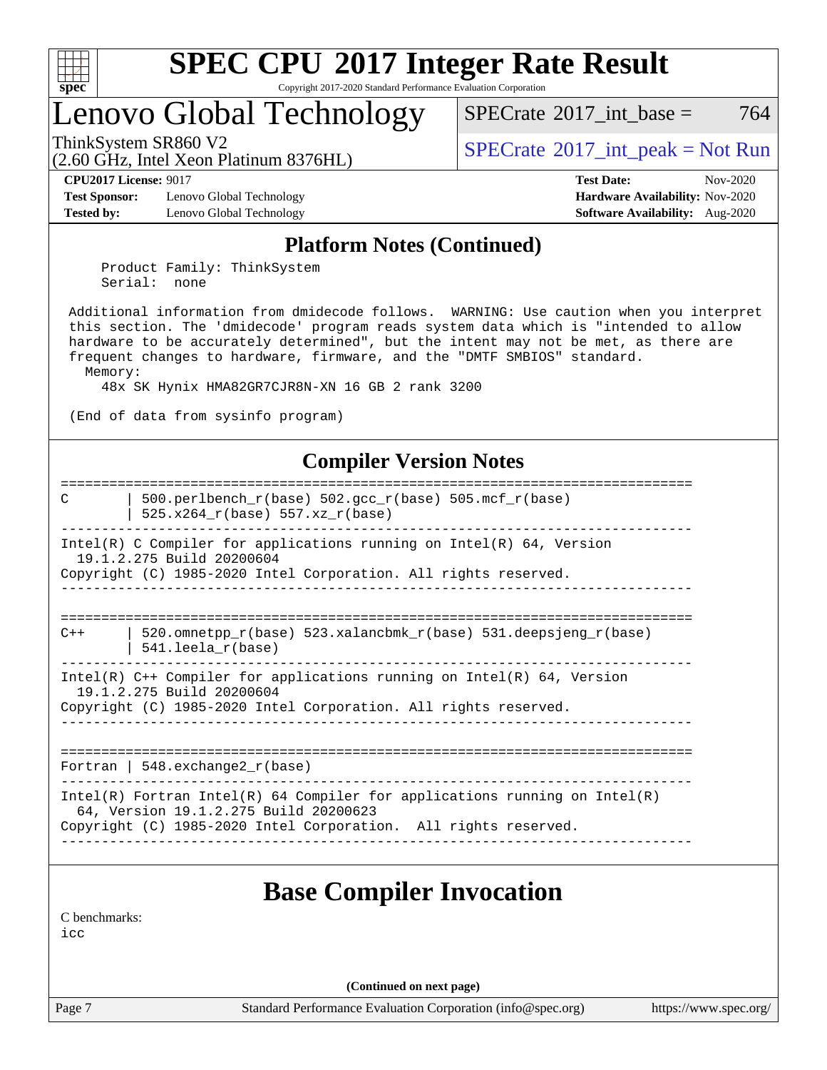## Platform Notes (Continued)

```
     Product Family: ThinkSystem
     Serial:   none

  Additional information from dmidecode follows.  WARNING: Use caution when you interpret
  this section. The 'dmidecode' program reads system data which is "intended to allow
  hardware to be accurately determined", but the intent may not be met, as there are
  frequent changes to hardware, firmware, and the "DMTF SMBIOS" standard.
    Memory:
      48x SK Hynix HMA82GR7CJR8N-XN 16 GB 2 rank 3200

  (End of data from sysinfo program)
```

## Compiler Version Notes

```
==============================================================================
C       | 500.perlbench_r(base) 502.gcc_r(base) 505.mcf_r(base)
        | 525.x264_r(base) 557.xz_r(base)
------------------------------------------------------------------------------
Intel(R) C Compiler for applications running on Intel(R) 64, Version
  19.1.2.275 Build 20200604
Copyright (C) 1985-2020 Intel Corporation. All rights reserved.
------------------------------------------------------------------------------

==============================================================================
C++     | 520.omnetpp_r(base) 523.xalancbmk_r(base) 531.deepsjeng_r(base)
        | 541.leela_r(base)
------------------------------------------------------------------------------
Intel(R) C++ Compiler for applications running on Intel(R) 64, Version
  19.1.2.275 Build 20200604
Copyright (C) 1985-2020 Intel Corporation. All rights reserved.
------------------------------------------------------------------------------

==============================================================================
Fortran | 548.exchange2_r(base)
------------------------------------------------------------------------------
Intel(R) Fortran Intel(R) 64 Compiler for applications running on Intel(R)
  64, Version 19.1.2.275 Build 20200623
Copyright (C) 1985-2020 Intel Corporation.  All rights reserved.
------------------------------------------------------------------------------
```

## Base Compiler Invocation

C benchmarks:
icc

(Continued on next page)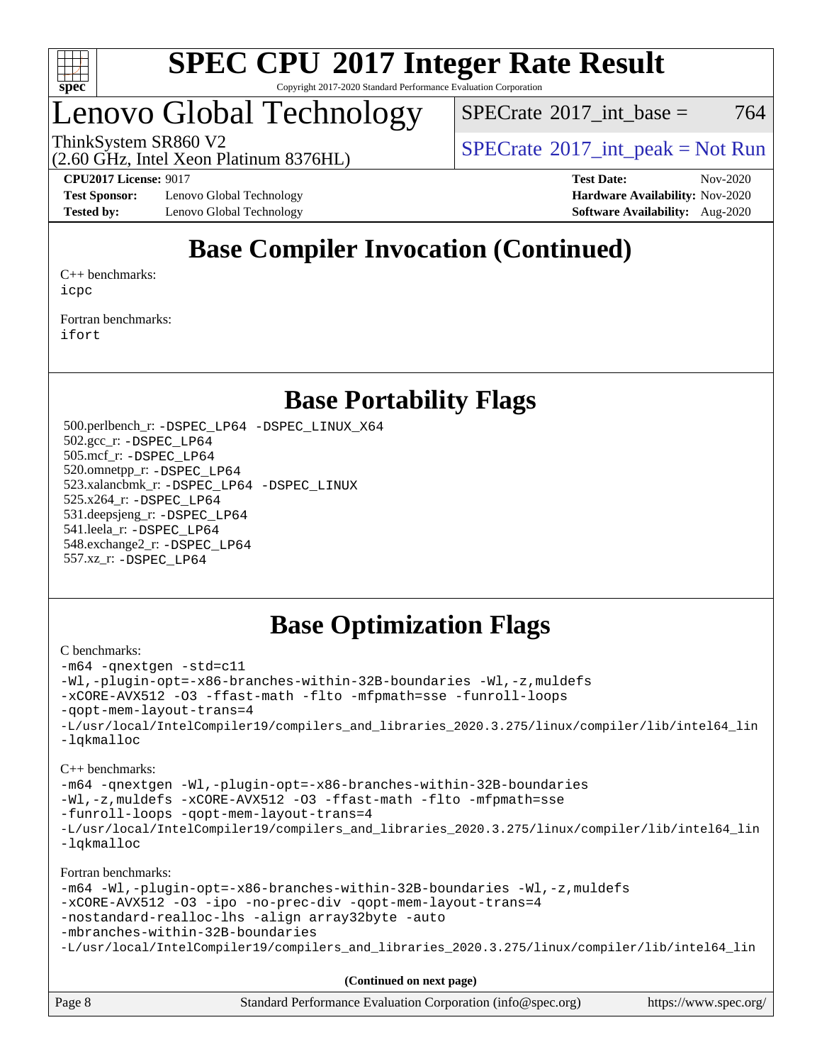## Base Compiler Invocation (Continued)

C++ benchmarks:
icpc

Fortran benchmarks:
ifort

## Base Portability Flags

500.perlbench_r: -DSPEC_LP64 -DSPEC_LINUX_X64
502.gcc_r: -DSPEC_LP64
505.mcf_r: -DSPEC_LP64
520.omnetpp_r: -DSPEC_LP64
523.xalancbmk_r: -DSPEC_LP64 -DSPEC_LINUX
525.x264_r: -DSPEC_LP64
531.deepsjeng_r: -DSPEC_LP64
541.leela_r: -DSPEC_LP64
548.exchange2_r: -DSPEC_LP64
557.xz_r: -DSPEC_LP64

## Base Optimization Flags

C benchmarks:

```
-m64 -qnextgen -std=c11
-Wl,-plugin-opt=-x86-branches-within-32B-boundaries -Wl,-z,muldefs
-xCORE-AVX512 -O3 -ffast-math -flto -mfpmath=sse -funroll-loops
-qopt-mem-layout-trans=4
-L/usr/local/IntelCompiler19/compilers_and_libraries_2020.3.275/linux/compiler/lib/intel64_lin
-lqkmalloc
```

C++ benchmarks:

```
-m64 -qnextgen -Wl,-plugin-opt=-x86-branches-within-32B-boundaries
-Wl,-z,muldefs -xCORE-AVX512 -O3 -ffast-math -flto -mfpmath=sse
-funroll-loops -qopt-mem-layout-trans=4
-L/usr/local/IntelCompiler19/compilers_and_libraries_2020.3.275/linux/compiler/lib/intel64_lin
-lqkmalloc
```

Fortran benchmarks:

```
-m64 -Wl,-plugin-opt=-x86-branches-within-32B-boundaries -Wl,-z,muldefs
-xCORE-AVX512 -O3 -ipo -no-prec-div -qopt-mem-layout-trans=4
-nostandard-realloc-lhs -align array32byte -auto
-mbranches-within-32B-boundaries
-L/usr/local/IntelCompiler19/compilers_and_libraries_2020.3.275/linux/compiler/lib/intel64_lin
```

(Continued on next page)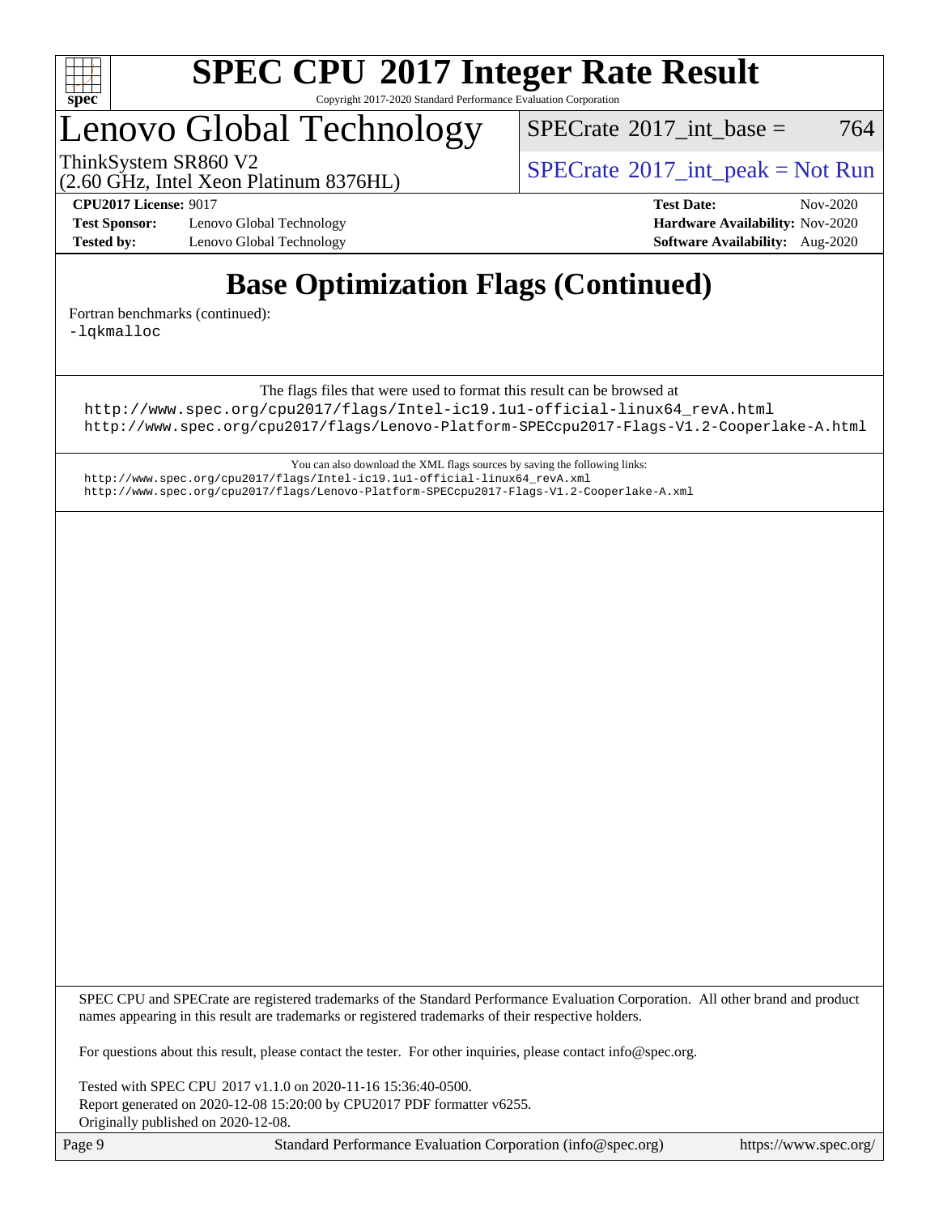# Base Optimization Flags (Continued)

Fortran benchmarks (continued):
-lqkmalloc

The flags files that were used to format this result can be browsed at
http://www.spec.org/cpu2017/flags/Intel-ic19.1u1-official-linux64_revA.html
http://www.spec.org/cpu2017/flags/Lenovo-Platform-SPECcpu2017-Flags-V1.2-Cooperlake-A.html

You can also download the XML flags sources by saving the following links:
http://www.spec.org/cpu2017/flags/Intel-ic19.1u1-official-linux64_revA.xml
http://www.spec.org/cpu2017/flags/Lenovo-Platform-SPECcpu2017-Flags-V1.2-Cooperlake-A.xml

SPEC CPU and SPECrate are registered trademarks of the Standard Performance Evaluation Corporation. All other brand and product names appearing in this result are trademarks or registered trademarks of their respective holders.

For questions about this result, please contact the tester. For other inquiries, please contact info@spec.org.

Tested with SPEC CPU 2017 v1.1.0 on 2020-11-16 15:36:40-0500.
Report generated on 2020-12-08 15:20:00 by CPU2017 PDF formatter v6255.
Originally published on 2020-12-08.